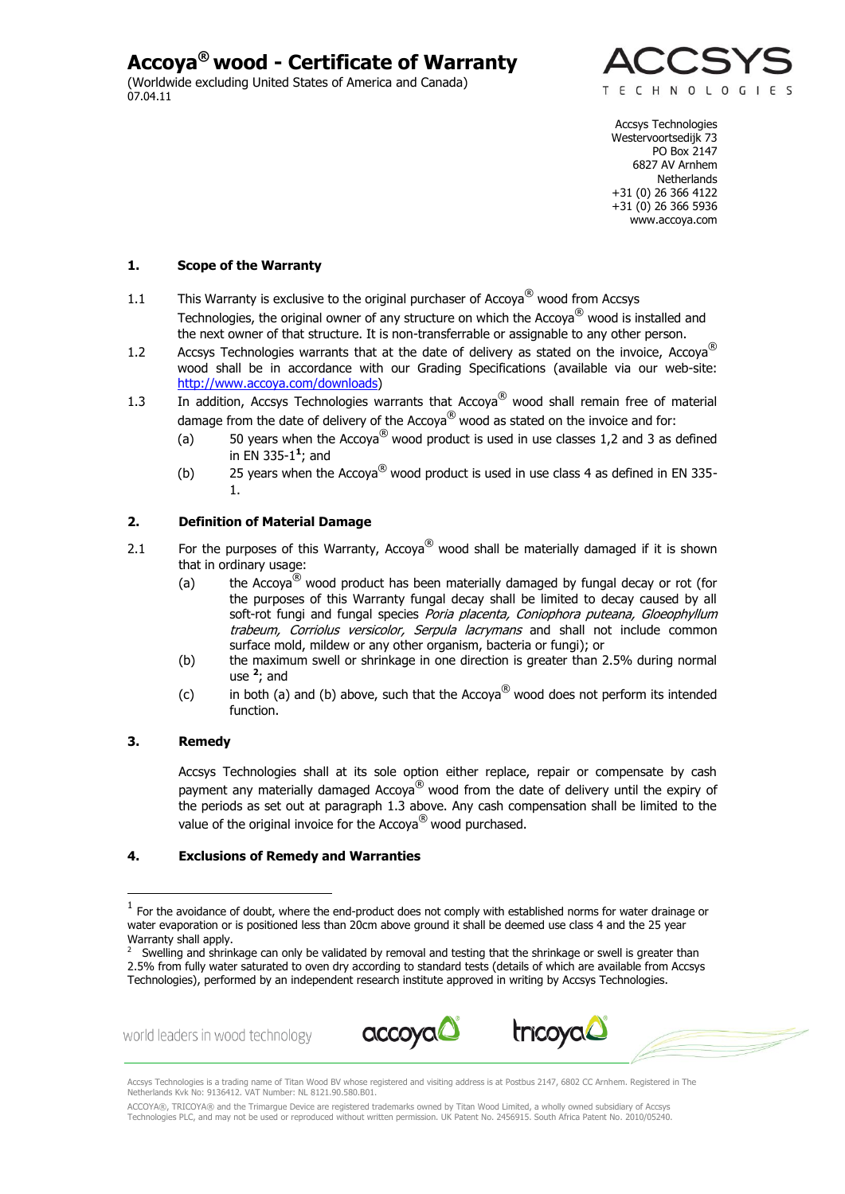# Accoya® wood - Certificate of Warranty

(Worldwide excluding United States of America and Canada)
07.04.11

Accsys Technologies
Westervoortsedijk 73
PO Box 2147
6827 AV Arnhem
Netherlands
+31 (0) 26 366 4122
+31 (0) 26 366 5936
www.accoya.com

## 1. Scope of the Warranty

1.1 This Warranty is exclusive to the original purchaser of Accoya® wood from Accsys Technologies, the original owner of any structure on which the Accoya® wood is installed and the next owner of that structure. It is non-transferrable or assignable to any other person.

1.2 Accsys Technologies warrants that at the date of delivery as stated on the invoice, Accoya® wood shall be in accordance with our Grading Specifications (available via our web-site: [http://www.accoya.com/downloads](http://www.accoya.com/downloads))

1.3 In addition, Accsys Technologies warrants that Accoya® wood shall remain free of material damage from the date of delivery of the Accoya® wood as stated on the invoice and for:

- (a) 50 years when the Accoya® wood product is used in use classes 1,2 and 3 as defined in EN 335-1[1]; and
- (b) 25 years when the Accoya® wood product is used in use class 4 as defined in EN 335-1.

## 2. Definition of Material Damage

2.1 For the purposes of this Warranty, Accoya® wood shall be materially damaged if it is shown that in ordinary usage:

- (a) the Accoya® wood product has been materially damaged by fungal decay or rot (for the purposes of this Warranty fungal decay shall be limited to decay caused by all soft-rot fungi and fungal species *Poria placenta, Coniophora puteana, Gloeophyllum trabeum, Corriolus versicolor, Serpula lacrymans* and shall not include common surface mold, mildew or any other organism, bacteria or fungi); or
- (b) the maximum swell or shrinkage in one direction is greater than 2.5% during normal use [2]; and
- (c) in both (a) and (b) above, such that the Accoya® wood does not perform its intended function.

## 3. Remedy

Accsys Technologies shall at its sole option either replace, repair or compensate by cash payment any materially damaged Accoya® wood from the date of delivery until the expiry of the periods as set out at paragraph 1.3 above. Any cash compensation shall be limited to the value of the original invoice for the Accoya® wood purchased.

## 4. Exclusions of Remedy and Warranties

[1] For the avoidance of doubt, where the end-product does not comply with established norms for water drainage or water evaporation or is positioned less than 20cm above ground it shall be deemed use class 4 and the 25 year Warranty shall apply.

[2] Swelling and shrinkage can only be validated by removal and testing that the shrinkage or swell is greater than 2.5% from fully water saturated to oven dry according to standard tests (details of which are available from Accsys Technologies), performed by an independent research institute approved in writing by Accsys Technologies.

world leaders in wood technology

Accsys Technologies is a trading name of Titan Wood BV whose registered and visiting address is at Postbus 2147, 6802 CC Arnhem. Registered in The Netherlands Kvk No: 9136412. VAT Number: NL 8121.90.580.B01.

ACCOYA®, TRICOYA® and the Trimargue Device are registered trademarks owned by Titan Wood Limited, a wholly owned subsidiary of Accsys Technologies PLC, and may not be used or reproduced without written permission. UK Patent No. 2456915. South Africa Patent No. 2010/05240.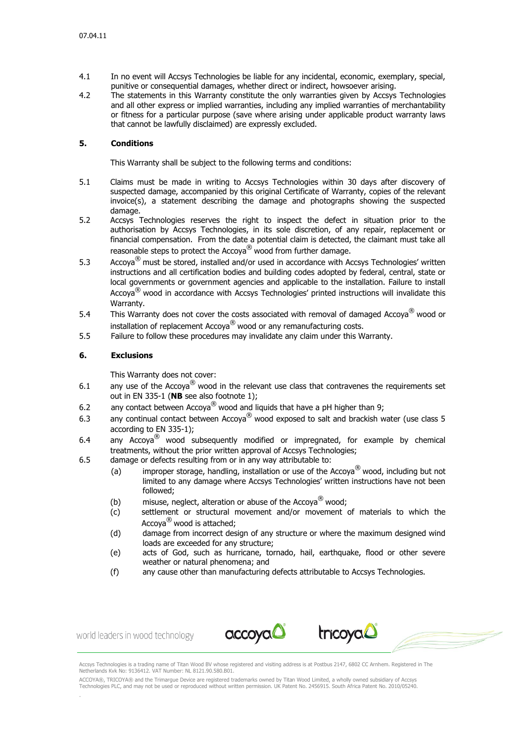4.1 In no event will Accsys Technologies be liable for any incidental, economic, exemplary, special, punitive or consequential damages, whether direct or indirect, howsoever arising.

4.2 The statements in this Warranty constitute the only warranties given by Accsys Technologies and all other express or implied warranties, including any implied warranties of merchantability or fitness for a particular purpose (save where arising under applicable product warranty laws that cannot be lawfully disclaimed) are expressly excluded.

## 5. Conditions

This Warranty shall be subject to the following terms and conditions:

5.1 Claims must be made in writing to Accsys Technologies within 30 days after discovery of suspected damage, accompanied by this original Certificate of Warranty, copies of the relevant invoice(s), a statement describing the damage and photographs showing the suspected damage.

5.2 Accsys Technologies reserves the right to inspect the defect in situation prior to the authorisation by Accsys Technologies, in its sole discretion, of any repair, replacement or financial compensation. From the date a potential claim is detected, the claimant must take all reasonable steps to protect the Accoya® wood from further damage.

5.3 Accoya® must be stored, installed and/or used in accordance with Accsys Technologies' written instructions and all certification bodies and building codes adopted by federal, central, state or local governments or government agencies and applicable to the installation. Failure to install Accoya® wood in accordance with Accsys Technologies' printed instructions will invalidate this Warranty.

5.4 This Warranty does not cover the costs associated with removal of damaged Accoya® wood or installation of replacement Accoya® wood or any remanufacturing costs.

5.5 Failure to follow these procedures may invalidate any claim under this Warranty.

## 6. Exclusions

This Warranty does not cover:

6.1 any use of the Accoya® wood in the relevant use class that contravenes the requirements set out in EN 335-1 (**NB** see also footnote 1);

6.2 any contact between Accoya® wood and liquids that have a pH higher than 9;

6.3 any continual contact between Accoya® wood exposed to salt and brackish water (use class 5 according to EN 335-1);

6.4 any Accoya® wood subsequently modified or impregnated, for example by chemical treatments, without the prior written approval of Accsys Technologies;

6.5 damage or defects resulting from or in any way attributable to:

(a) improper storage, handling, installation or use of the Accoya® wood, including but not limited to any damage where Accsys Technologies' written instructions have not been followed;

(b) misuse, neglect, alteration or abuse of the Accoya® wood;

(c) settlement or structural movement and/or movement of materials to which the Accoya® wood is attached;

(d) damage from incorrect design of any structure or where the maximum designed wind loads are exceeded for any structure;

(e) acts of God, such as hurricane, tornado, hail, earthquake, flood or other severe weather or natural phenomena; and

(f) any cause other than manufacturing defects attributable to Accsys Technologies.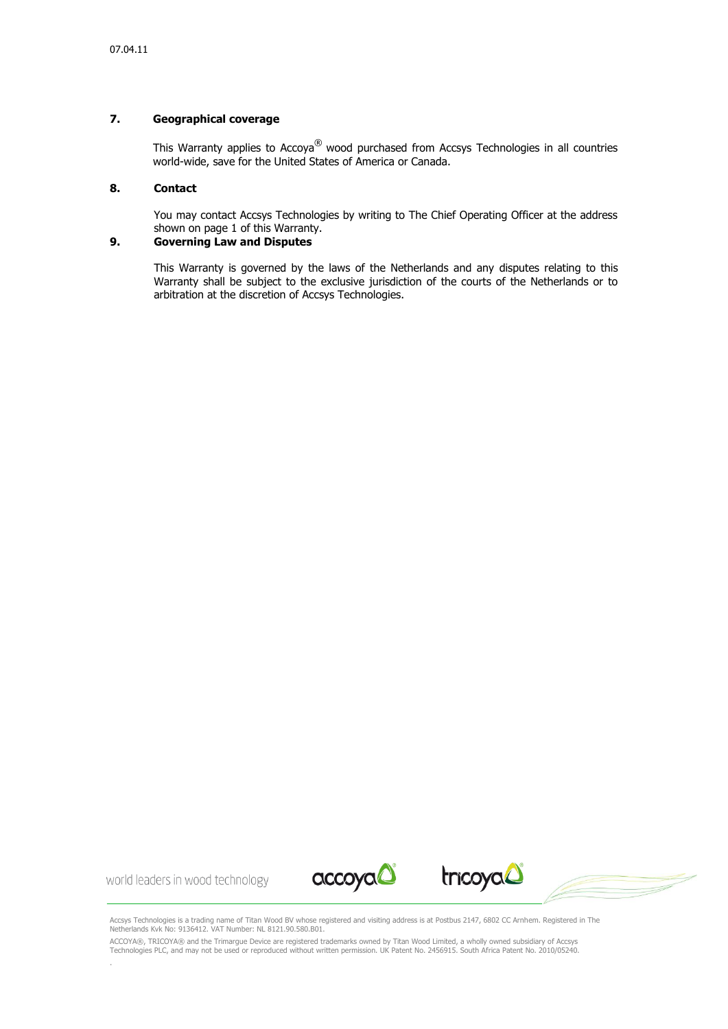## 7. Geographical coverage

This Warranty applies to Accoya® wood purchased from Accsys Technologies in all countries world-wide, save for the United States of America or Canada.

## 8. Contact

You may contact Accsys Technologies by writing to The Chief Operating Officer at the address shown on page 1 of this Warranty.

## 9. Governing Law and Disputes

This Warranty is governed by the laws of the Netherlands and any disputes relating to this Warranty shall be subject to the exclusive jurisdiction of the courts of the Netherlands or to arbitration at the discretion of Accsys Technologies.